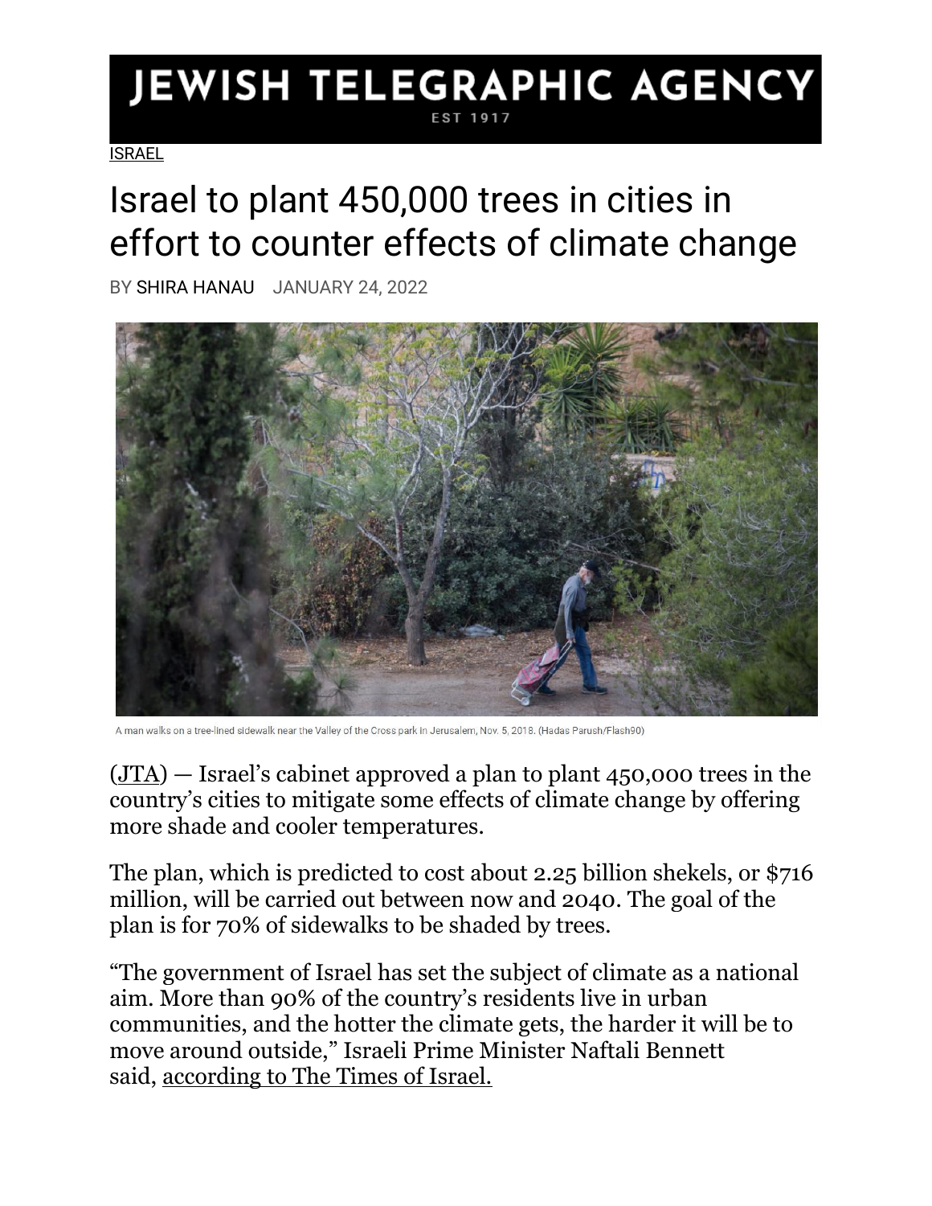JEWISH TELEGRAPHIC AGENCY

EST 1917

ISRAEL

# Israel to plant 450,000 trees in cities in effort to counter effects of climate change

BY SHIRA HANAU JANUARY 24, 2022

A man walks on a tree-lined sidewalk near the Valley of the Cross park in Jerusalem, Nov. 5, 2018. (Hadas Parush/Flash90)

(JTA) — Israel's cabinet approved a plan to plant 450,000 trees in the country's cities to mitigate some effects of climate change by offering more shade and cooler temperatures.

The plan, which is predicted to cost about 2.25 billion shekels, or $716 million, will be carried out between now and 2040. The goal of the plan is for 70% of sidewalks to be shaded by trees.

"The government of Israel has set the subject of climate as a national aim. More than 90% of the country's residents live in urban communities, and the hotter the climate gets, the harder it will be to move around outside," Israeli Prime Minister Naftali Bennett said, according to The Times of Israel.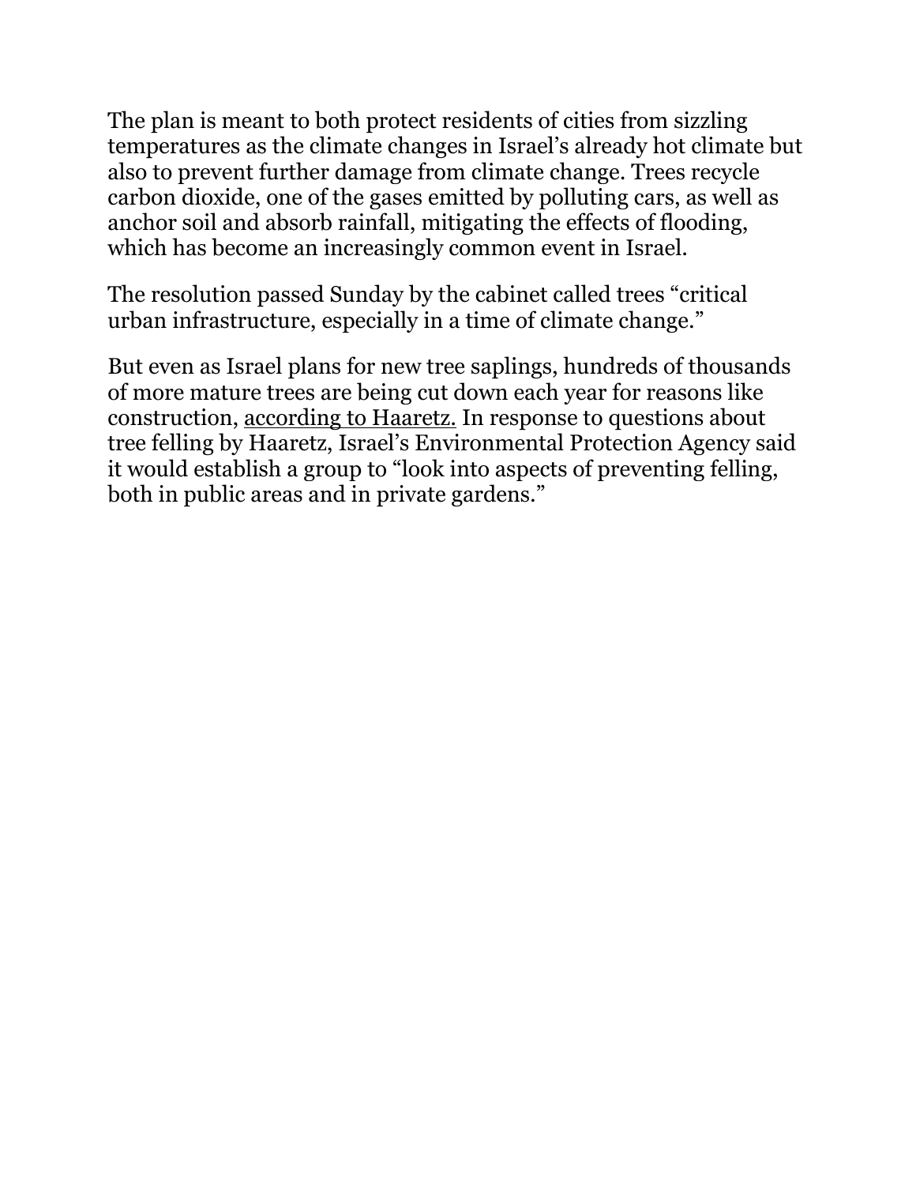The plan is meant to both protect residents of cities from sizzling temperatures as the climate changes in Israel's already hot climate but also to prevent further damage from climate change. Trees recycle carbon dioxide, one of the gases emitted by polluting cars, as well as anchor soil and absorb rainfall, mitigating the effects of flooding, which has become an increasingly common event in Israel.

The resolution passed Sunday by the cabinet called trees "critical urban infrastructure, especially in a time of climate change."

But even as Israel plans for new tree saplings, hundreds of thousands of more mature trees are being cut down each year for reasons like construction, according to Haaretz. In response to questions about tree felling by Haaretz, Israel's Environmental Protection Agency said it would establish a group to "look into aspects of preventing felling, both in public areas and in private gardens."